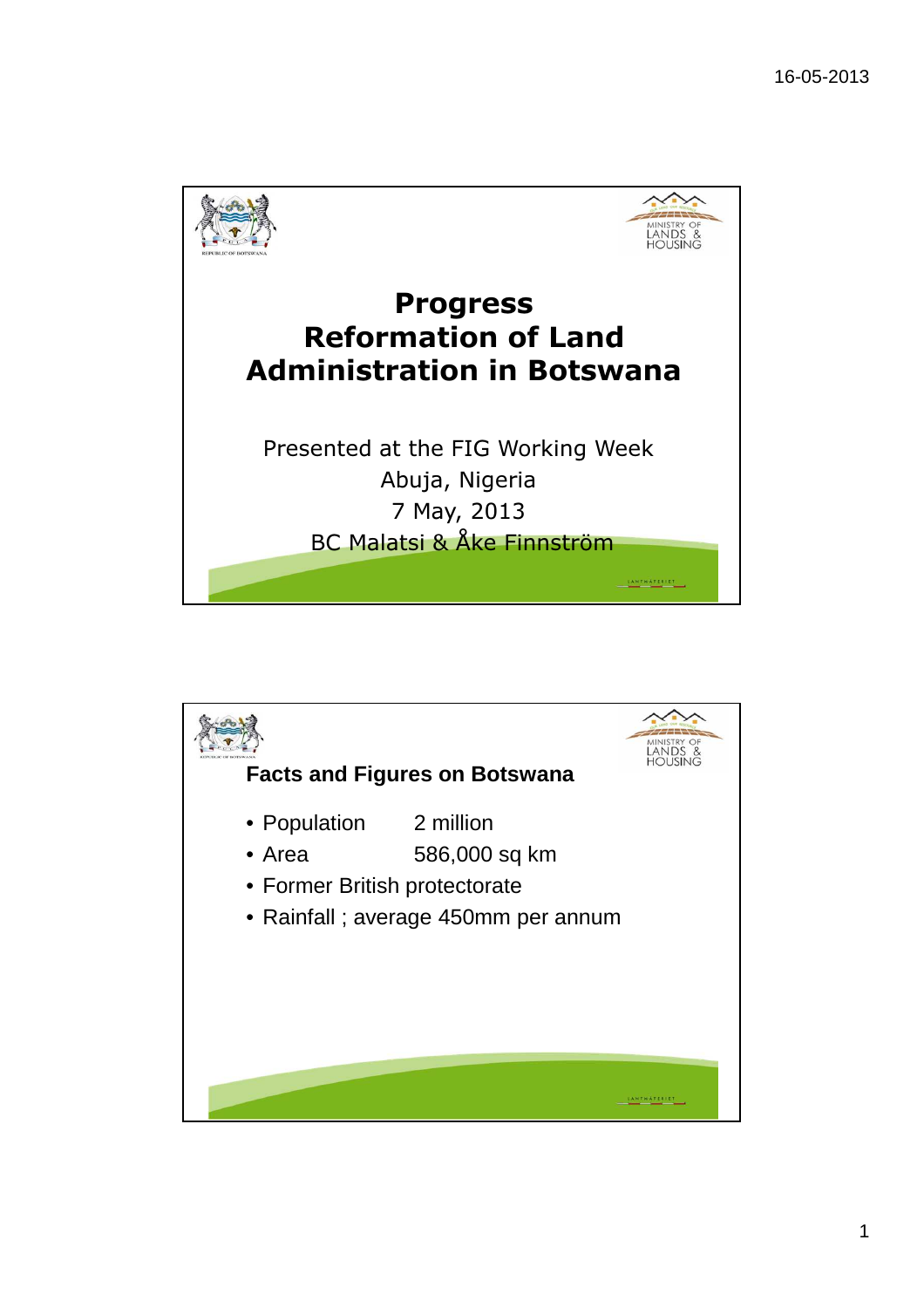# Progress Reformation of Land Administration in Botswana

Presented at the FIG Working Week
Abuja, Nigeria
7 May, 2013
BC Malatsi & Åke Finnström

## Facts and Figures on Botswana

- Population 2 million
- Area 586,000 sq km
- Former British protectorate
- Rainfall ; average 450mm per annum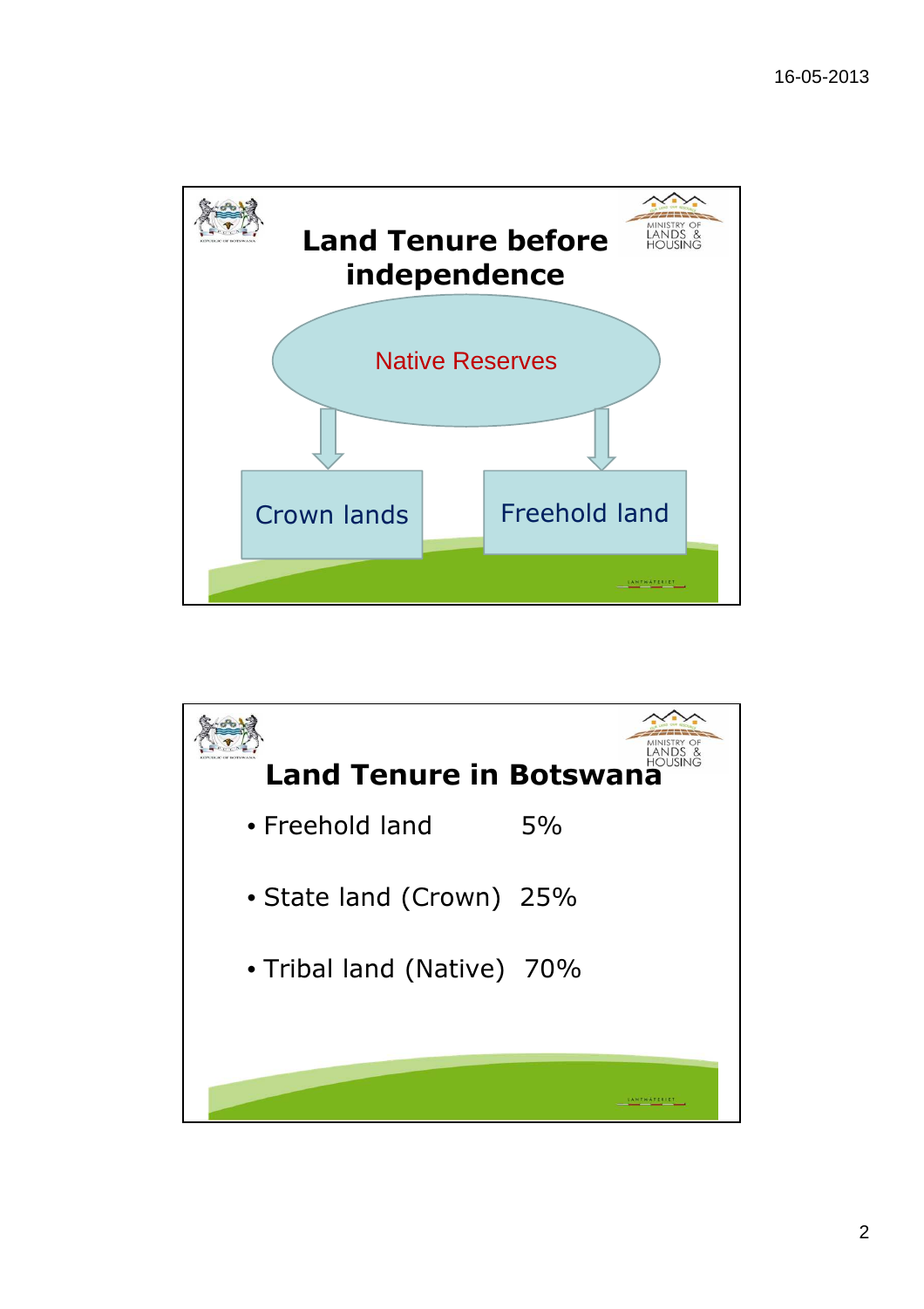## Land Tenure before independence

Native Reserves

- Crown lands
- Freehold land

## Land Tenure in Botswana

- Freehold land 5%
- State land (Crown) 25%
- Tribal land (Native) 70%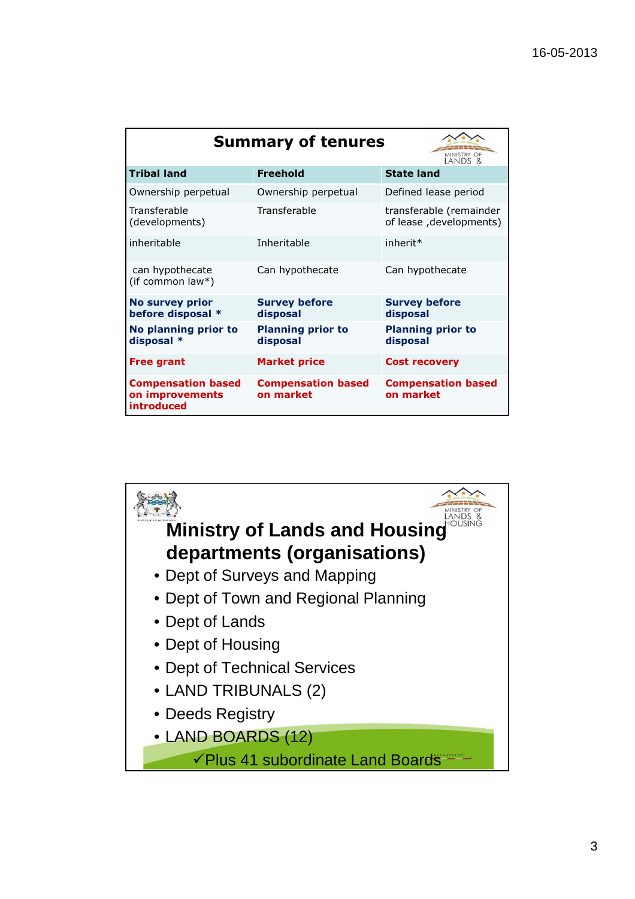## Summary of tenures

| Tribal land | Freehold | State land |
|---|---|---|
| Ownership perpetual | Ownership perpetual | Defined lease period |
| Transferable (developments) | Transferable | transferable (remainder of lease ,developments) |
| inheritable | Inheritable | inherit* |
| can hypothecate (if common law*) | Can hypothecate | Can hypothecate |
| **No survey prior before disposal *** | **Survey before disposal** | **Survey before disposal** |
| **No planning prior to disposal *** | **Planning prior to disposal** | **Planning prior to disposal** |
| **Free grant** | **Market price** | **Cost recovery** |
| **Compensation based on improvements introduced** | **Compensation based on market** | **Compensation based on market** |

## Ministry of Lands and Housing departments (organisations)

- Dept of Surveys and Mapping
- Dept of Town and Regional Planning
- Dept of Lands
- Dept of Housing
- Dept of Technical Services
- LAND TRIBUNALS (2)
- Deeds Registry
- LAND BOARDS (12)
  - ✓Plus 41 subordinate Land Boards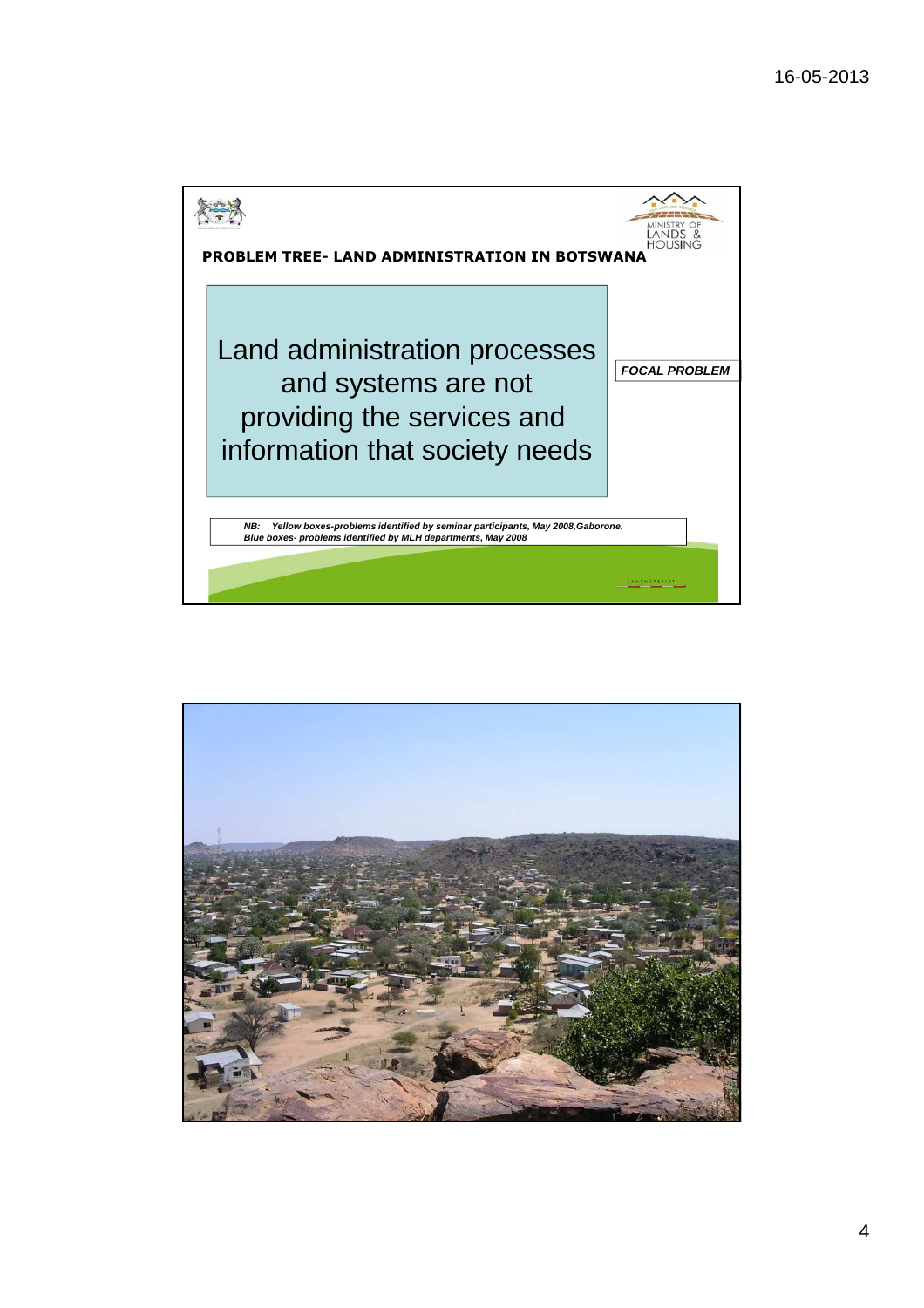MINISTRY OF LANDS & HOUSING

**PROBLEM TREE- LAND ADMINISTRATION IN BOTSWANA**

Land administration processes and systems are not providing the services and information that society needs

***FOCAL PROBLEM***

***NB: Yellow boxes-problems identified by seminar participants, May 2008,Gaborone.***
***Blue boxes- problems identified by MLH departments, May 2008***

LANTMÄTERIET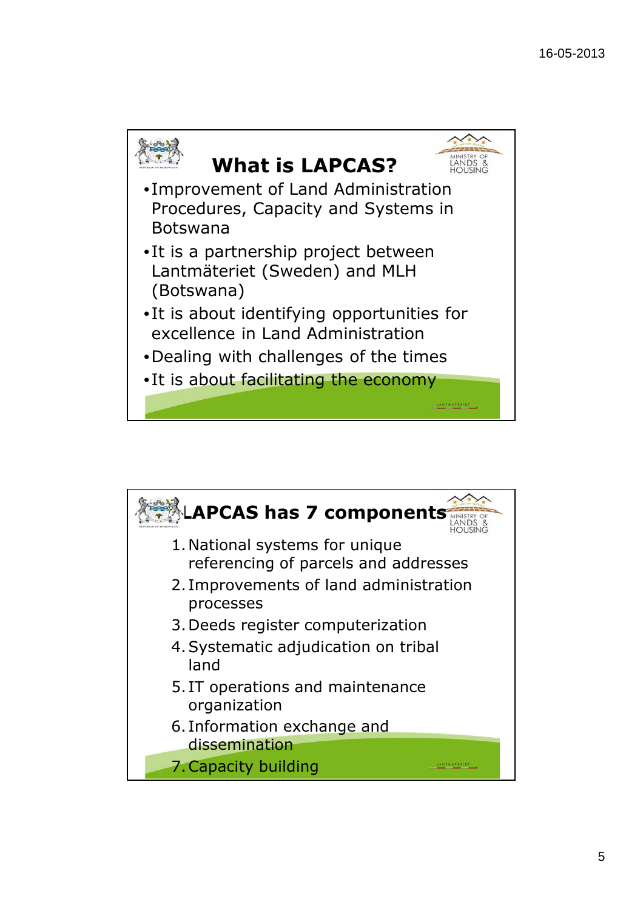## What is LAPCAS?

- Improvement of Land Administration Procedures, Capacity and Systems in Botswana
- It is a partnership project between Lantmäteriet (Sweden) and MLH (Botswana)
- It is about identifying opportunities for excellence in Land Administration
- Dealing with challenges of the times
- It is about facilitating the economy

## LAPCAS has 7 components

1. National systems for unique referencing of parcels and addresses
2. Improvements of land administration processes
3. Deeds register computerization
4. Systematic adjudication on tribal land
5. IT operations and maintenance organization
6. Information exchange and dissemination
7. Capacity building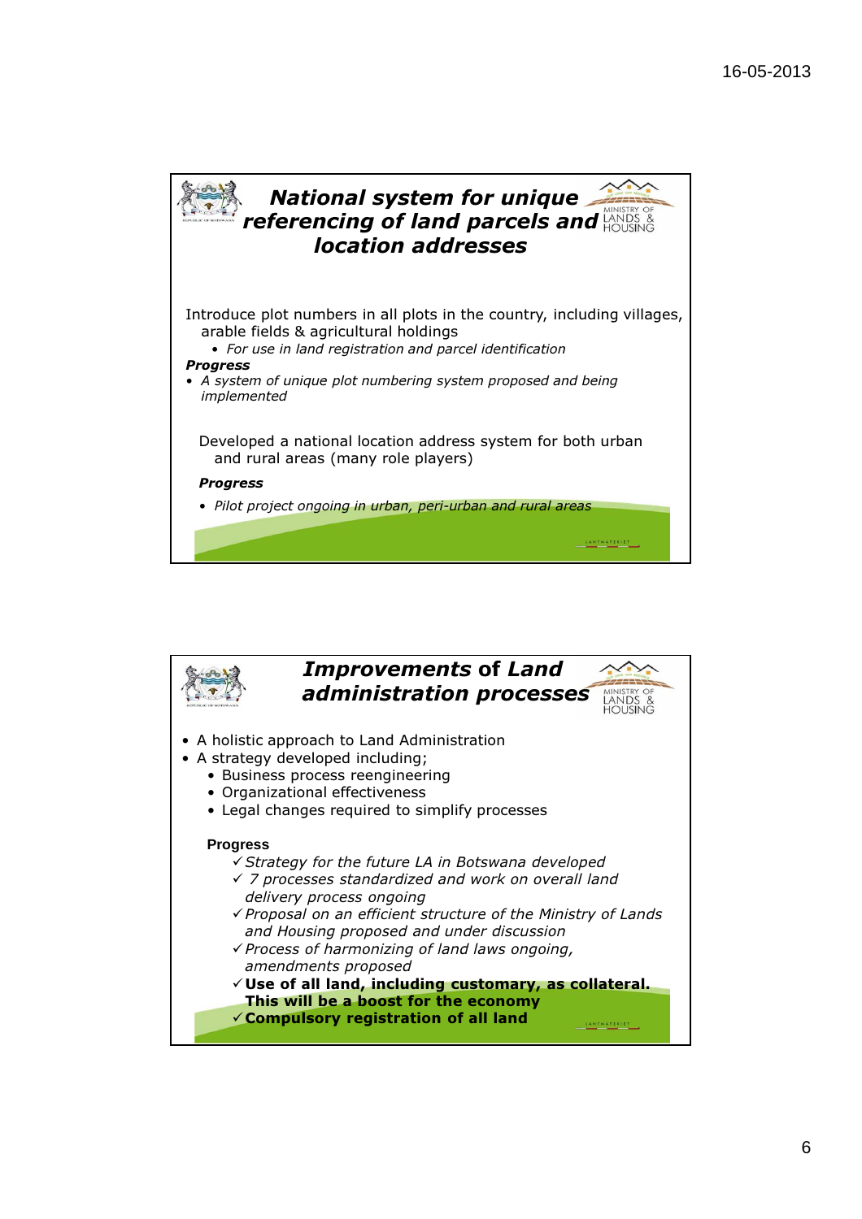## *National system for unique referencing of land parcels and location addresses*

Introduce plot numbers in all plots in the country, including villages, arable fields & agricultural holdings

- *For use in land registration and parcel identification*

***Progress***

- *A system of unique plot numbering system proposed and being implemented*

Developed a national location address system for both urban and rural areas (many role players)

***Progress***

- *Pilot project ongoing in urban, peri-urban and rural areas*

## *Improvements of Land administration processes*

- A holistic approach to Land Administration
- A strategy developed including;
  - Business process reengineering
  - Organizational effectiveness
  - Legal changes required to simplify processes

**Progress**

- ✓ *Strategy for the future LA in Botswana developed*
- ✓ *7 processes standardized and work on overall land delivery process ongoing*
- ✓ *Proposal on an efficient structure of the Ministry of Lands and Housing proposed and under discussion*
- ✓ *Process of harmonizing of land laws ongoing, amendments proposed*
- ✓ **Use of all land, including customary, as collateral. This will be a boost for the economy**
- ✓ **Compulsory registration of all land**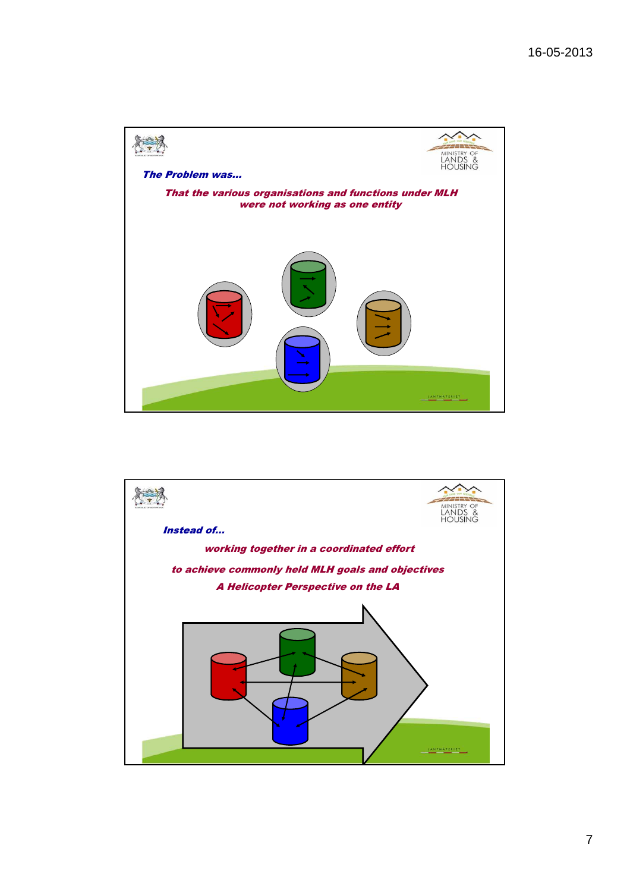**The Problem was…**

*That the various organisations and functions under MLH were not working as one entity*

**Instead of…**

*working together in a coordinated effort*

*to achieve commonly held MLH goals and objectives*

*A Helicopter Perspective on the LA*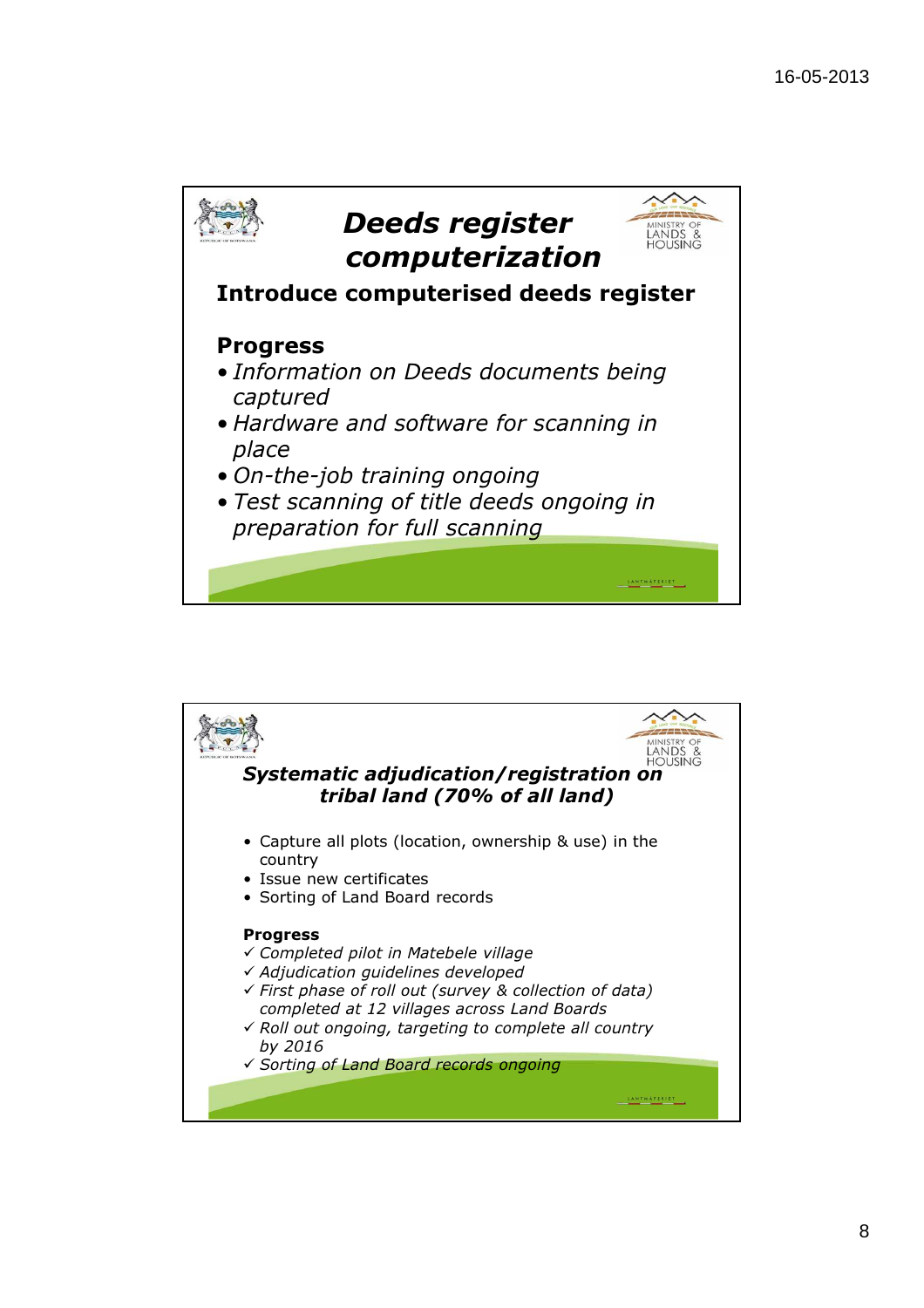## Deeds register computerization

**Introduce computerised deeds register**

**Progress**

- *Information on Deeds documents being captured*
- *Hardware and software for scanning in place*
- *On-the-job training ongoing*
- *Test scanning of title deeds ongoing in preparation for full scanning*

## *Systematic adjudication/registration on tribal land (70% of all land)*

- Capture all plots (location, ownership & use) in the country
- Issue new certificates
- Sorting of Land Board records

**Progress**

- ✓ *Completed pilot in Matebele village*
- ✓ *Adjudication guidelines developed*
- ✓ *First phase of roll out (survey & collection of data) completed at 12 villages across Land Boards*
- ✓ *Roll out ongoing, targeting to complete all country by 2016*
- ✓ *Sorting of Land Board records ongoing*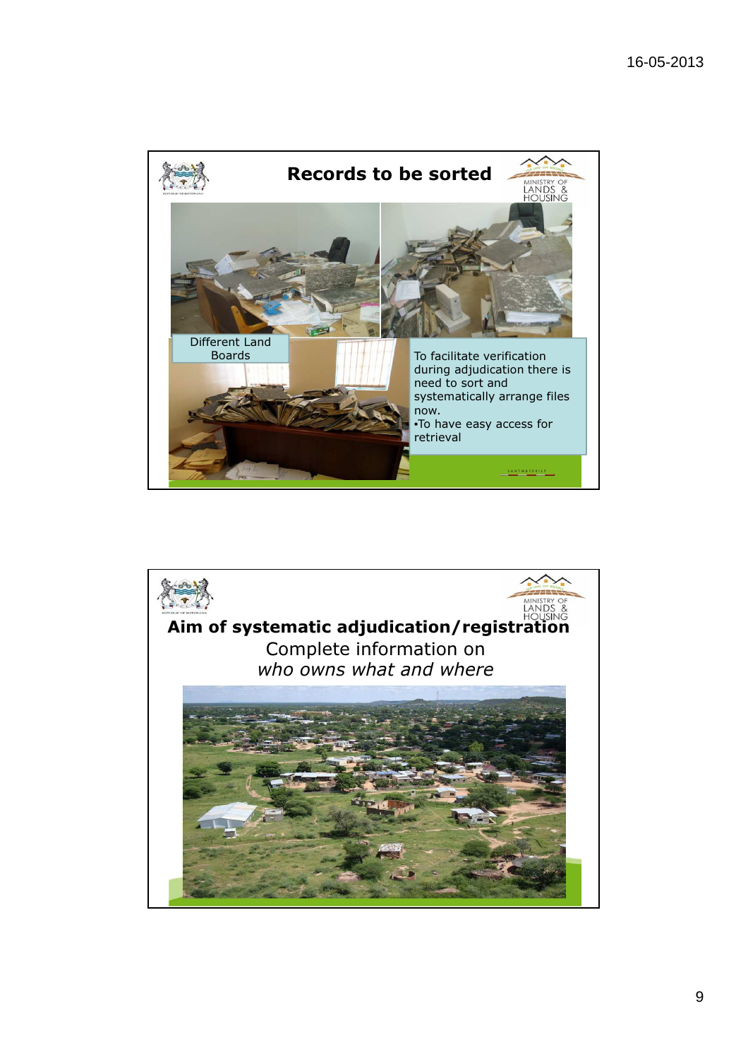## Records to be sorted

Different Land Boards

To facilitate verification during adjudication there is need to sort and systematically arrange files now.
- To have easy access for retrieval

## Aim of systematic adjudication/registration

Complete information on
*who owns what and where*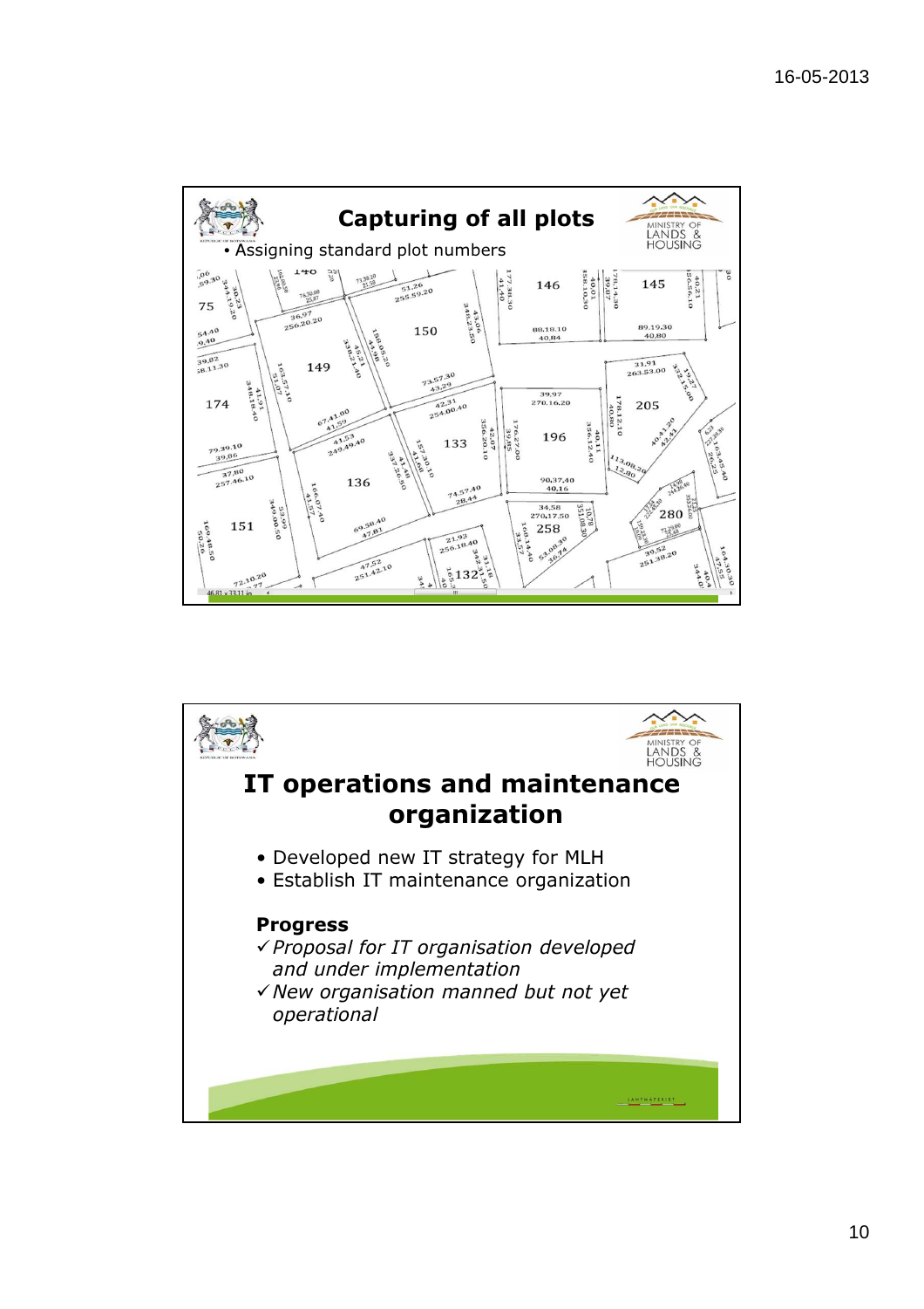## Capturing of all plots

- Assigning standard plot numbers

## IT operations and maintenance organization

- Developed new IT strategy for MLH
- Establish IT maintenance organization

**Progress**

- ✓ *Proposal for IT organisation developed and under implementation*
- ✓ *New organisation manned but not yet operational*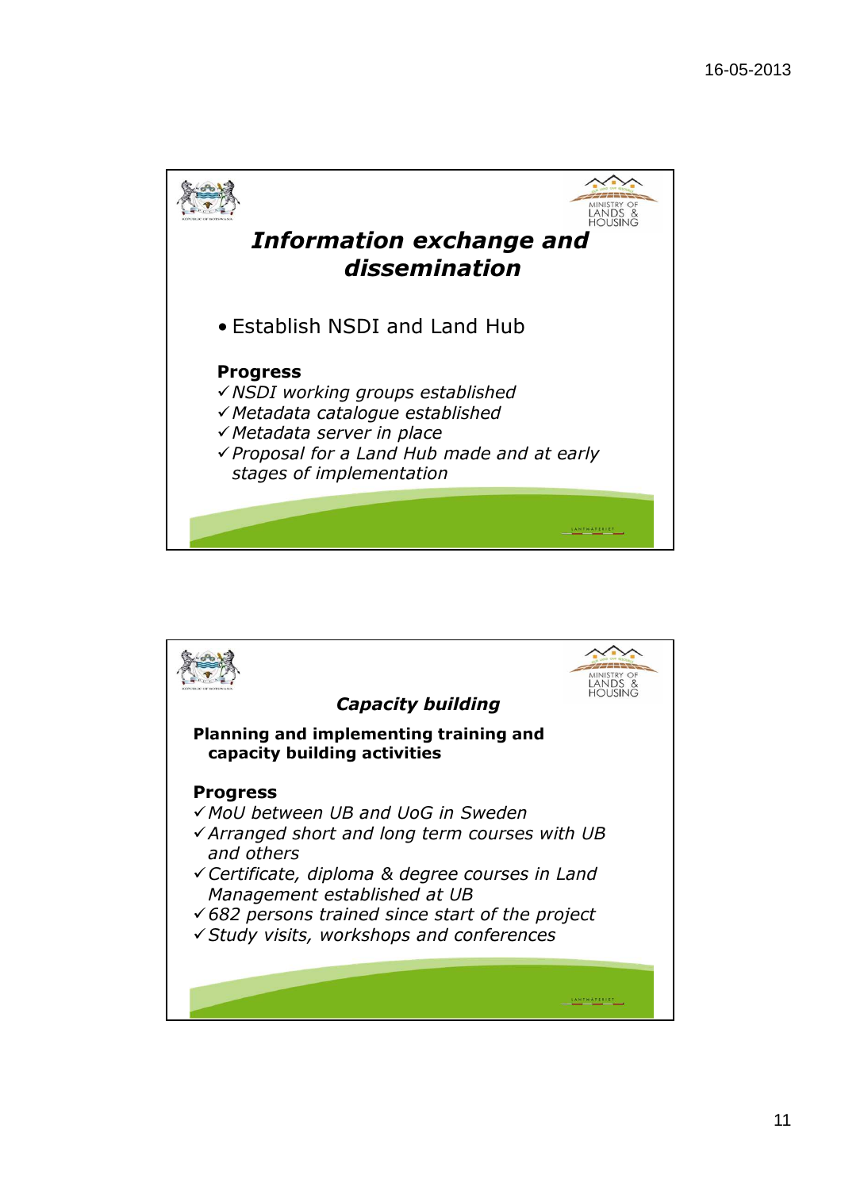## *Information exchange and dissemination*

- Establish NSDI and Land Hub

**Progress**

- ✓ *NSDI working groups established*
- ✓ *Metadata catalogue established*
- ✓ *Metadata server in place*
- ✓ *Proposal for a Land Hub made and at early stages of implementation*

## *Capacity building*

**Planning and implementing training and capacity building activities**

**Progress**

- ✓ *MoU between UB and UoG in Sweden*
- ✓ *Arranged short and long term courses with UB and others*
- ✓ *Certificate, diploma & degree courses in Land Management established at UB*
- ✓ *682 persons trained since start of the project*
- ✓ *Study visits, workshops and conferences*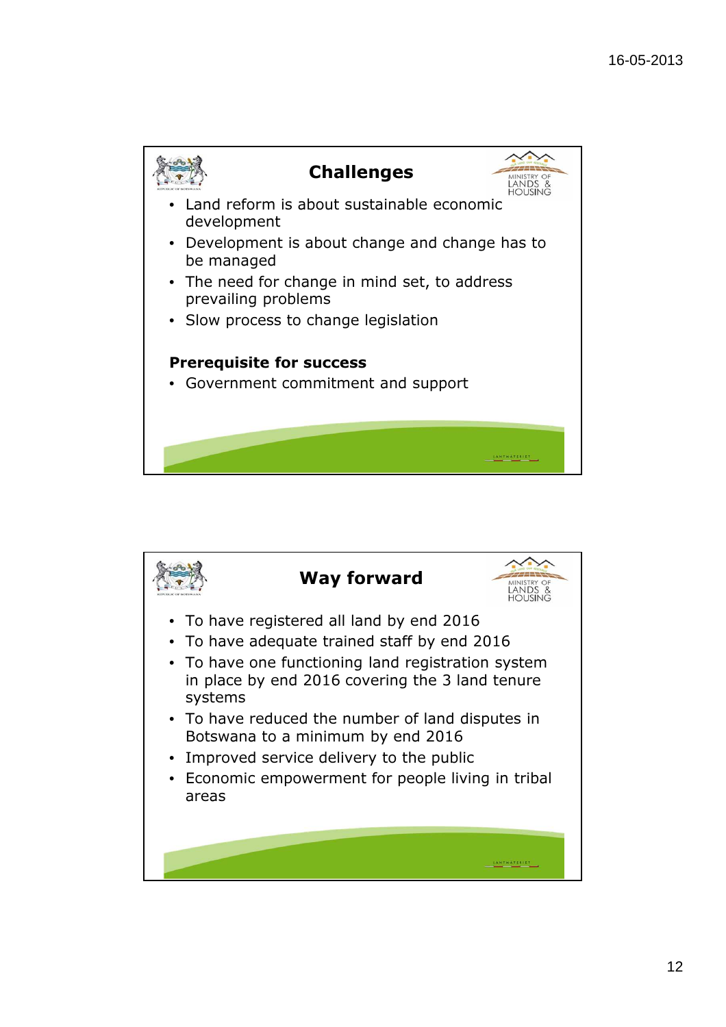## Challenges

- Land reform is about sustainable economic development
- Development is about change and change has to be managed
- The need for change in mind set, to address prevailing problems
- Slow process to change legislation

**Prerequisite for success**

- Government commitment and support

## Way forward

- To have registered all land by end 2016
- To have adequate trained staff by end 2016
- To have one functioning land registration system in place by end 2016 covering the 3 land tenure systems
- To have reduced the number of land disputes in Botswana to a minimum by end 2016
- Improved service delivery to the public
- Economic empowerment for people living in tribal areas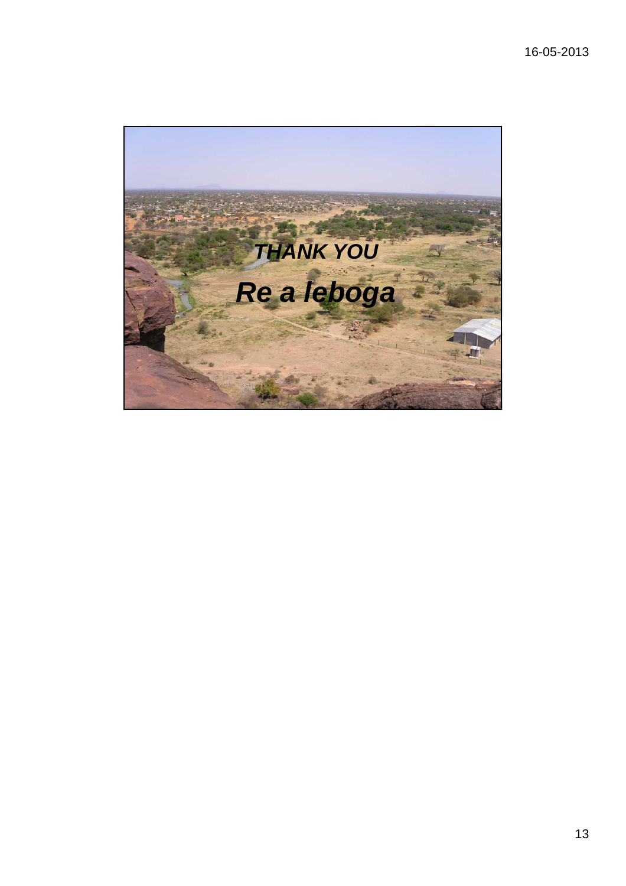***THANK YOU***

***Re a leboga***